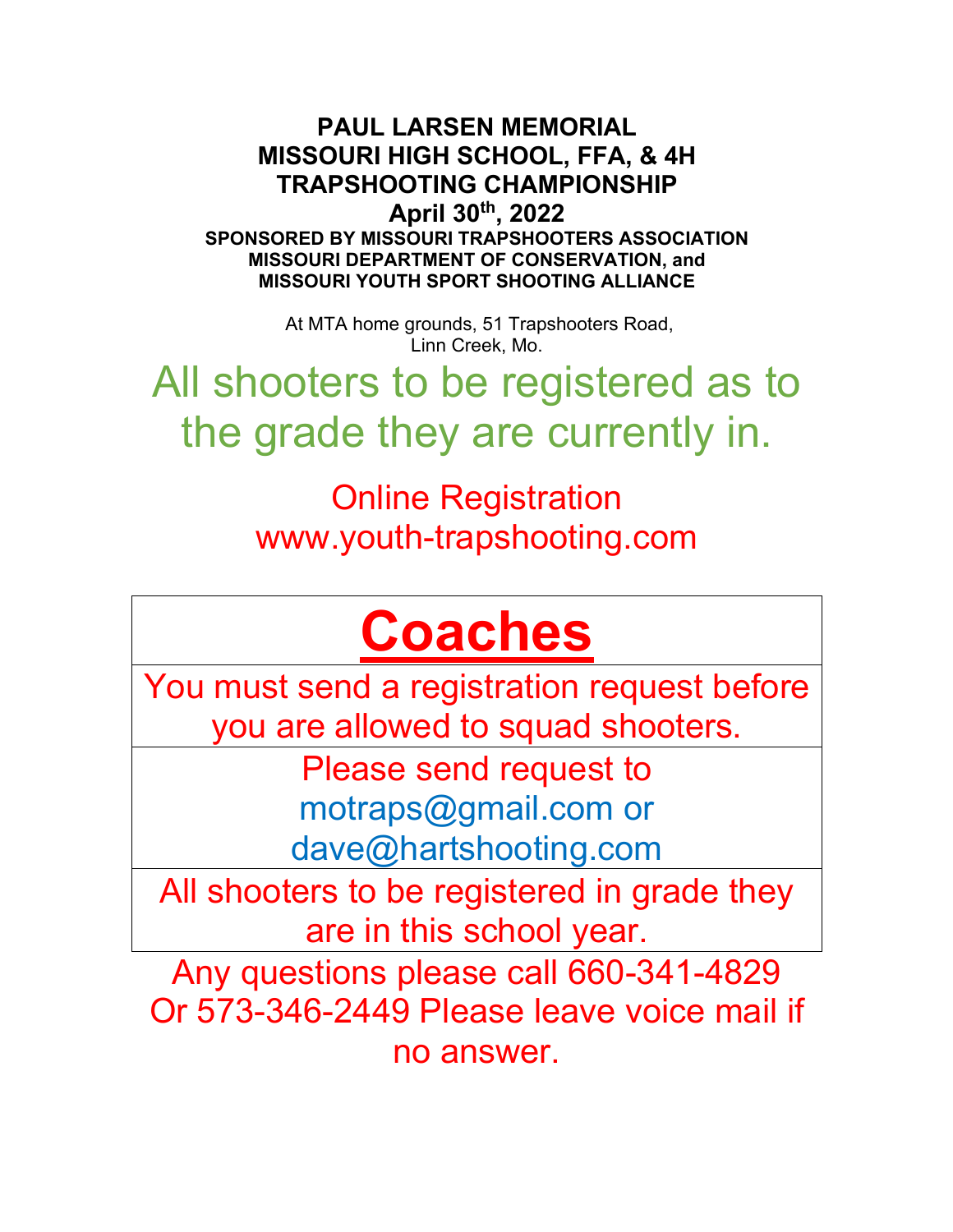# PAUL LARSEN MEMORIAL
# MISSOURI HIGH SCHOOL, FFA, & 4H
# TRAPSHOOTING CHAMPIONSHIP

**April 30th, 2022**

**SPONSORED BY MISSOURI TRAPSHOOTERS ASSOCIATION**
**MISSOURI DEPARTMENT OF CONSERVATION, and**
**MISSOURI YOUTH SPORT SHOOTING ALLIANCE**

At MTA home grounds, 51 Trapshooters Road,
Linn Creek, Mo.

All shooters to be registered as to the grade they are currently in.

Online Registration
www.youth-trapshooting.com

| **Coaches** |
|---|
| You must send a registration request before you are allowed to squad shooters. |
| Please send request to motraps@gmail.com or dave@hartshooting.com |
| All shooters to be registered in grade they are in this school year. |

Any questions please call 660-341-4829
Or 573-346-2449 Please leave voice mail if no answer.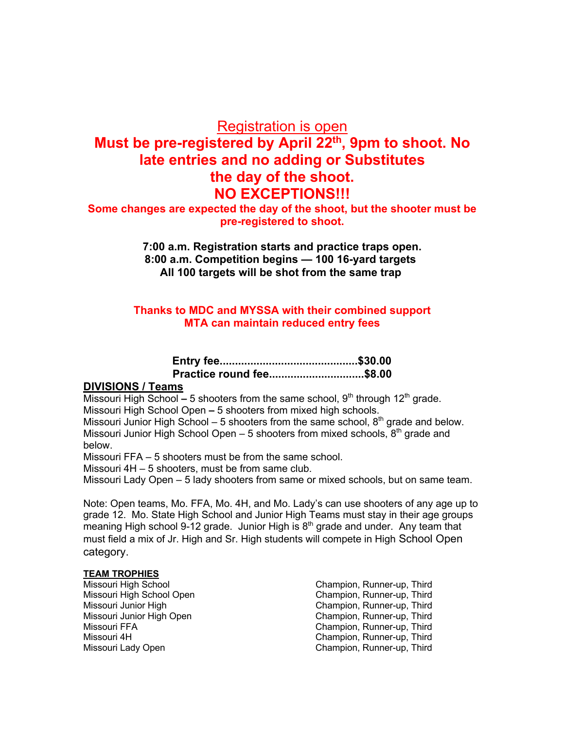Registration is open

**Must be pre-registered by April 22nd, 9pm to shoot. No late entries and no adding or Substitutes the day of the shoot.**

**NO EXCEPTIONS!!!**

**Some changes are expected the day of the shoot, but the shooter must be pre-registered to shoot.**

**7:00 a.m. Registration starts and practice traps open.**
**8:00 a.m. Competition begins — 100 16-yard targets**
**All 100 targets will be shot from the same trap**

**Thanks to MDC and MYSSA with their combined support MTA can maintain reduced entry fees**

**Entry fee............................................$30.00**
**Practice round fee..............................$8.00**

## DIVISIONS / Teams

Missouri High School – 5 shooters from the same school, 9th through 12th grade.
Missouri High School Open – 5 shooters from mixed high schools.
Missouri Junior High School – 5 shooters from the same school, 8th grade and below.
Missouri Junior High School Open – 5 shooters from mixed schools, 8th grade and below.
Missouri FFA – 5 shooters must be from the same school.
Missouri 4H – 5 shooters, must be from same club.
Missouri Lady Open – 5 lady shooters from same or mixed schools, but on same team.

Note: Open teams, Mo. FFA, Mo. 4H, and Mo. Lady's can use shooters of any age up to grade 12. Mo. State High School and Junior High Teams must stay in their age groups meaning High school 9-12 grade. Junior High is 8th grade and under. Any team that must field a mix of Jr. High and Sr. High students will compete in High School Open category.

### TEAM TROPHIES

| | |
|---|---|
| Missouri High School | Champion, Runner-up, Third |
| Missouri High School Open | Champion, Runner-up, Third |
| Missouri Junior High | Champion, Runner-up, Third |
| Missouri Junior High Open | Champion, Runner-up, Third |
| Missouri FFA | Champion, Runner-up, Third |
| Missouri 4H | Champion, Runner-up, Third |
| Missouri Lady Open | Champion, Runner-up, Third |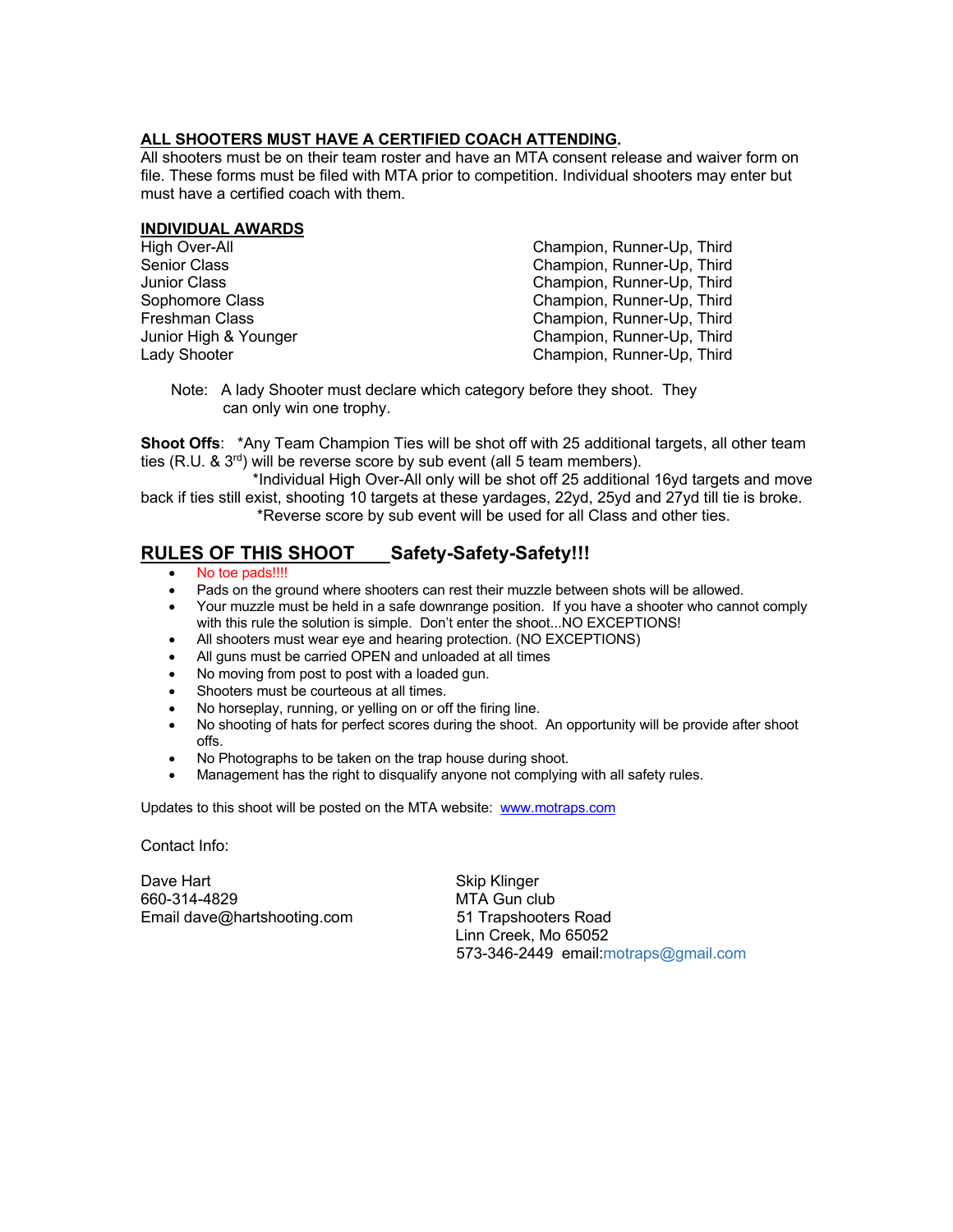**ALL SHOOTERS MUST HAVE A CERTIFIED COACH ATTENDING.**

All shooters must be on their team roster and have an MTA consent release and waiver form on file. These forms must be filed with MTA prior to competition. Individual shooters may enter but must have a certified coach with them.

**INDIVIDUAL AWARDS**

| | |
|---|---|
| High Over-All | Champion, Runner-Up, Third |
| Senior Class | Champion, Runner-Up, Third |
| Junior Class | Champion, Runner-Up, Third |
| Sophomore Class | Champion, Runner-Up, Third |
| Freshman Class | Champion, Runner-Up, Third |
| Junior High & Younger | Champion, Runner-Up, Third |
| Lady Shooter | Champion, Runner-Up, Third |

Note: A lady Shooter must declare which category before they shoot. They can only win one trophy.

**Shoot Offs**: *Any Team Champion Ties will be shot off with 25 additional targets, all other team ties (R.U. & 3rd) will be reverse score by sub event (all 5 team members).

*Individual High Over-All only will be shot off 25 additional 16yd targets and move back if ties still exist, shooting 10 targets at these yardages, 22yd, 25yd and 27yd till tie is broke.

*Reverse score by sub event will be used for all Class and other ties.

## RULES OF THIS SHOOT Safety-Safety-Safety!!!

- No toe pads!!!!
- Pads on the ground where shooters can rest their muzzle between shots will be allowed.
- Your muzzle must be held in a safe downrange position. If you have a shooter who cannot comply with this rule the solution is simple. Don't enter the shoot...NO EXCEPTIONS!
- All shooters must wear eye and hearing protection. (NO EXCEPTIONS)
- All guns must be carried OPEN and unloaded at all times
- No moving from post to post with a loaded gun.
- Shooters must be courteous at all times.
- No horseplay, running, or yelling on or off the firing line.
- No shooting of hats for perfect scores during the shoot. An opportunity will be provide after shoot offs.
- No Photographs to be taken on the trap house during shoot.
- Management has the right to disqualify anyone not complying with all safety rules.

Updates to this shoot will be posted on the MTA website: www.motraps.com

Contact Info:

Dave Hart
660-314-4829
Email dave@hartshooting.com

Skip Klinger
MTA Gun club
51 Trapshooters Road
Linn Creek, Mo 65052
573-346-2449 email:motraps@gmail.com